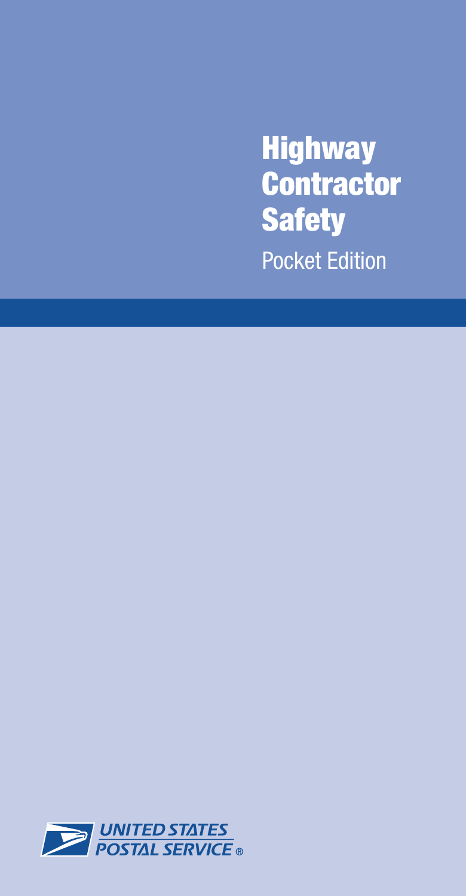# Highway Contractor Safety

Pocket Edition

UNITED STATES POSTAL SERVICE ®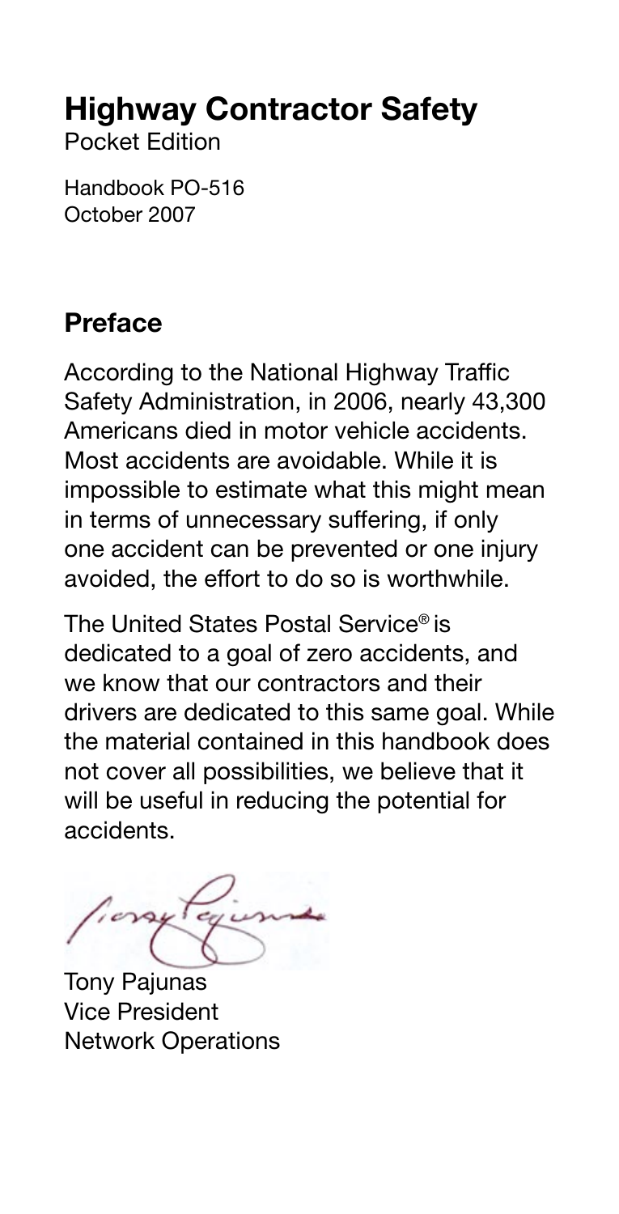# Highway Contractor Safety

Pocket Edition

Handbook PO-516
October 2007

## Preface

According to the National Highway Traffic Safety Administration, in 2006, nearly 43,300 Americans died in motor vehicle accidents. Most accidents are avoidable. While it is impossible to estimate what this might mean in terms of unnecessary suffering, if only one accident can be prevented or one injury avoided, the effort to do so is worthwhile.

The United States Postal Service® is dedicated to a goal of zero accidents, and we know that our contractors and their drivers are dedicated to this same goal. While the material contained in this handbook does not cover all possibilities, we believe that it will be useful in reducing the potential for accidents.

Tony Pajunas
Vice President
Network Operations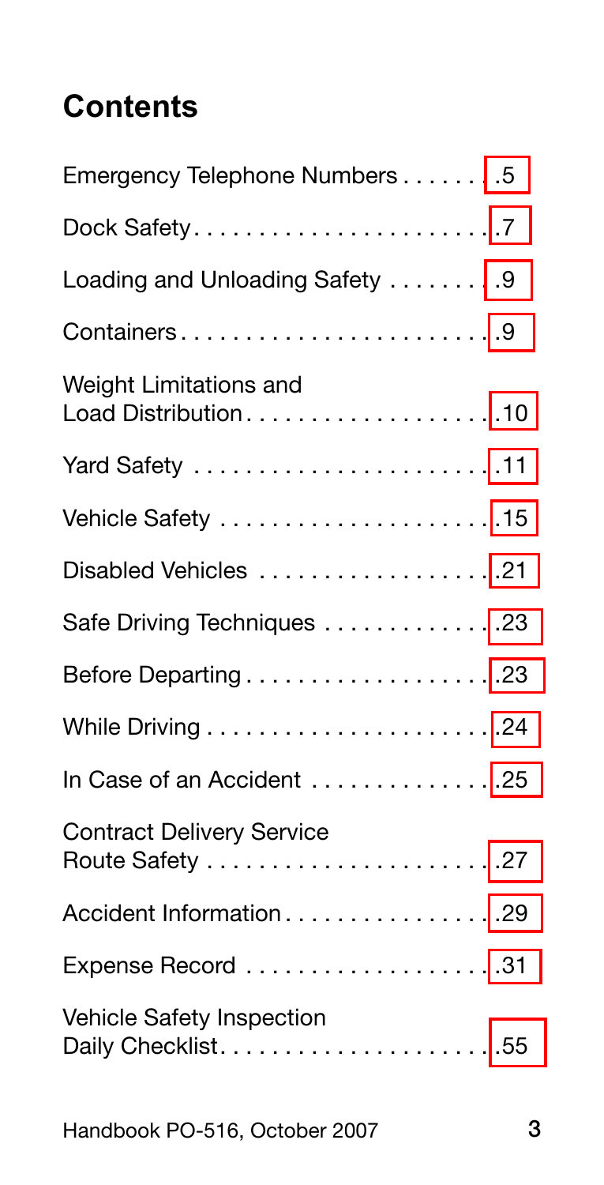## Contents

Emergency Telephone Numbers . . . . . . . .5

Dock Safety. . . . . . . . . . . . . . . . . . . . . . . .7

Loading and Unloading Safety . . . . . . . . .9

Containers. . . . . . . . . . . . . . . . . . . . . . . . .9

Weight Limitations and
Load Distribution. . . . . . . . . . . . . . . . . . . .10

Yard Safety . . . . . . . . . . . . . . . . . . . . . . . .11

Vehicle Safety . . . . . . . . . . . . . . . . . . . . .15

Disabled Vehicles . . . . . . . . . . . . . . . . . .21

Safe Driving Techniques . . . . . . . . . . . . .23

Before Departing . . . . . . . . . . . . . . . . . . .23

While Driving . . . . . . . . . . . . . . . . . . . . . .24

In Case of an Accident . . . . . . . . . . . . . .25

Contract Delivery Service
Route Safety . . . . . . . . . . . . . . . . . . . . . . .27

Accident Information . . . . . . . . . . . . . . . .29

Expense Record . . . . . . . . . . . . . . . . . . . .31

Vehicle Safety Inspection
Daily Checklist. . . . . . . . . . . . . . . . . . . . .55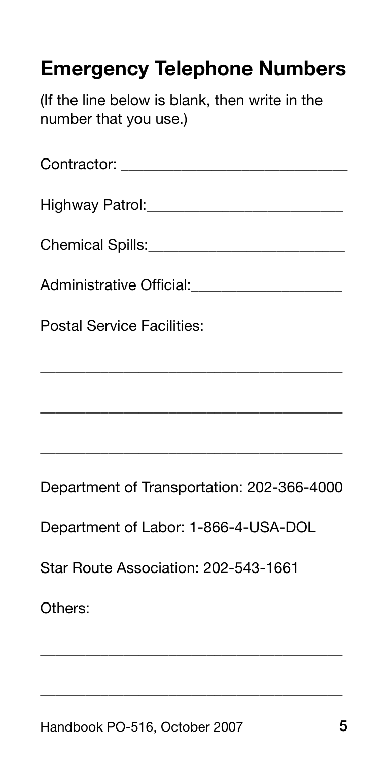## Emergency Telephone Numbers

(If the line below is blank, then write in the number that you use.)

Contractor: ____________________________

Highway Patrol:________________________

Chemical Spills:________________________

Administrative Official:__________________

Postal Service Facilities:

_______________________________________

_______________________________________

_______________________________________

Department of Transportation: 202-366-4000

Department of Labor: 1-866-4-USA-DOL

Star Route Association: 202-543-1661

Others:

_______________________________________

_______________________________________

Handbook PO-516, October 2007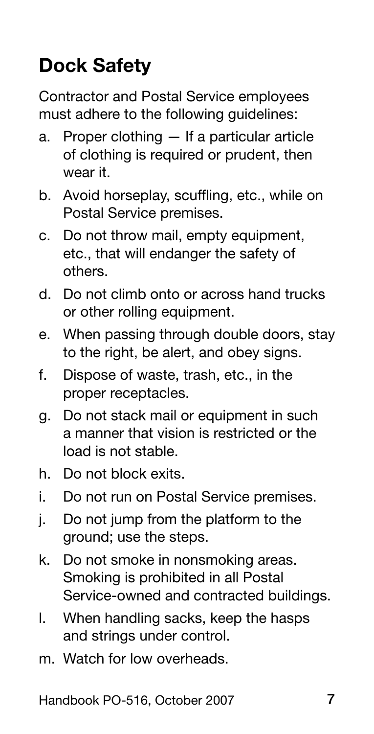## Dock Safety

Contractor and Postal Service employees must adhere to the following guidelines:

a. Proper clothing — If a particular article of clothing is required or prudent, then wear it.

b. Avoid horseplay, scuffling, etc., while on Postal Service premises.

c. Do not throw mail, empty equipment, etc., that will endanger the safety of others.

d. Do not climb onto or across hand trucks or other rolling equipment.

e. When passing through double doors, stay to the right, be alert, and obey signs.

f. Dispose of waste, trash, etc., in the proper receptacles.

g. Do not stack mail or equipment in such a manner that vision is restricted or the load is not stable.

h. Do not block exits.

i. Do not run on Postal Service premises.

j. Do not jump from the platform to the ground; use the steps.

k. Do not smoke in nonsmoking areas. Smoking is prohibited in all Postal Service-owned and contracted buildings.

l. When handling sacks, keep the hasps and strings under control.

m. Watch for low overheads.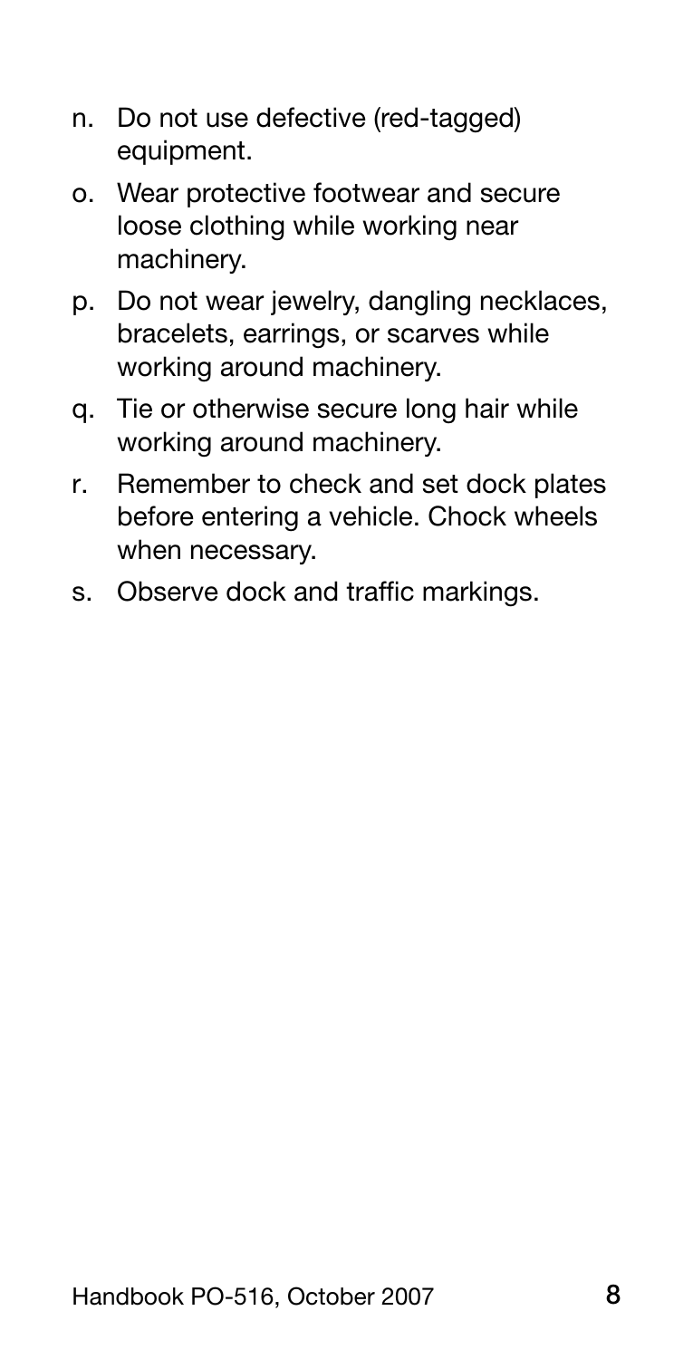n. Do not use defective (red-tagged) equipment.

o. Wear protective footwear and secure loose clothing while working near machinery.

p. Do not wear jewelry, dangling necklaces, bracelets, earrings, or scarves while working around machinery.

q. Tie or otherwise secure long hair while working around machinery.

r. Remember to check and set dock plates before entering a vehicle. Chock wheels when necessary.

s. Observe dock and traffic markings.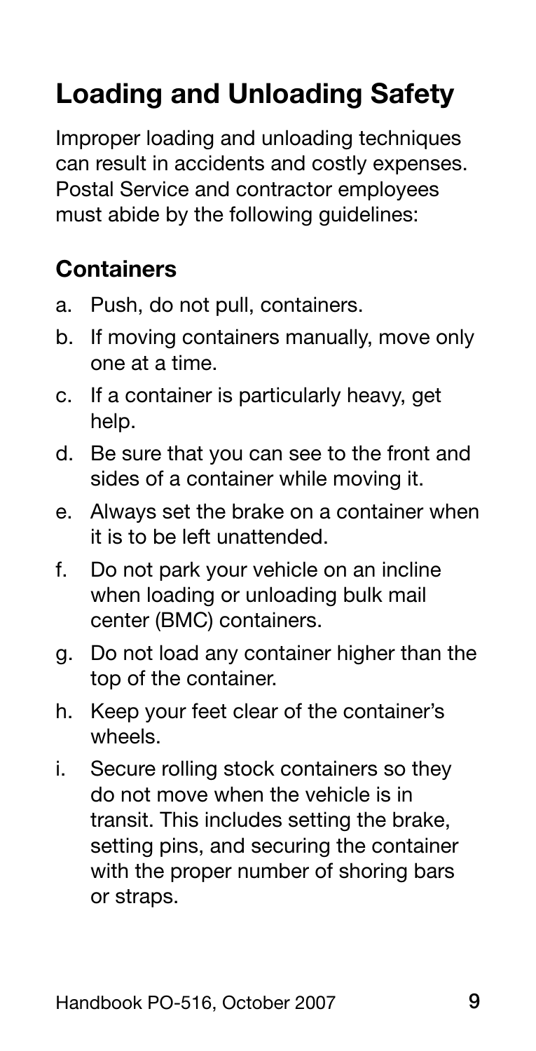# Loading and Unloading Safety

Improper loading and unloading techniques can result in accidents and costly expenses. Postal Service and contractor employees must abide by the following guidelines:

## Containers

a. Push, do not pull, containers.

b. If moving containers manually, move only one at a time.

c. If a container is particularly heavy, get help.

d. Be sure that you can see to the front and sides of a container while moving it.

e. Always set the brake on a container when it is to be left unattended.

f. Do not park your vehicle on an incline when loading or unloading bulk mail center (BMC) containers.

g. Do not load any container higher than the top of the container.

h. Keep your feet clear of the container's wheels.

i. Secure rolling stock containers so they do not move when the vehicle is in transit. This includes setting the brake, setting pins, and securing the container with the proper number of shoring bars or straps.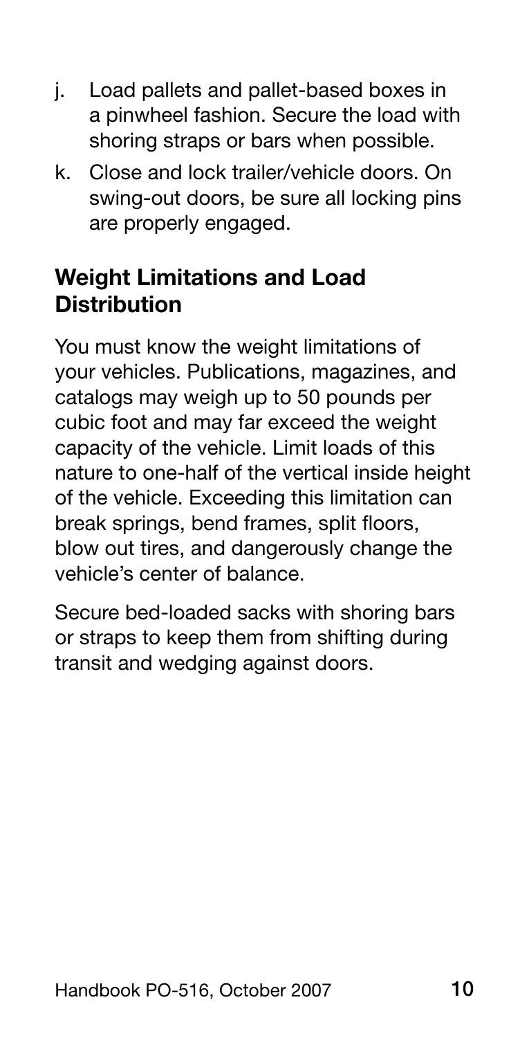j. Load pallets and pallet-based boxes in a pinwheel fashion. Secure the load with shoring straps or bars when possible.

k. Close and lock trailer/vehicle doors. On swing-out doors, be sure all locking pins are properly engaged.

## Weight Limitations and Load Distribution

You must know the weight limitations of your vehicles. Publications, magazines, and catalogs may weigh up to 50 pounds per cubic foot and may far exceed the weight capacity of the vehicle. Limit loads of this nature to one-half of the vertical inside height of the vehicle. Exceeding this limitation can break springs, bend frames, split floors, blow out tires, and dangerously change the vehicle's center of balance.

Secure bed-loaded sacks with shoring bars or straps to keep them from shifting during transit and wedging against doors.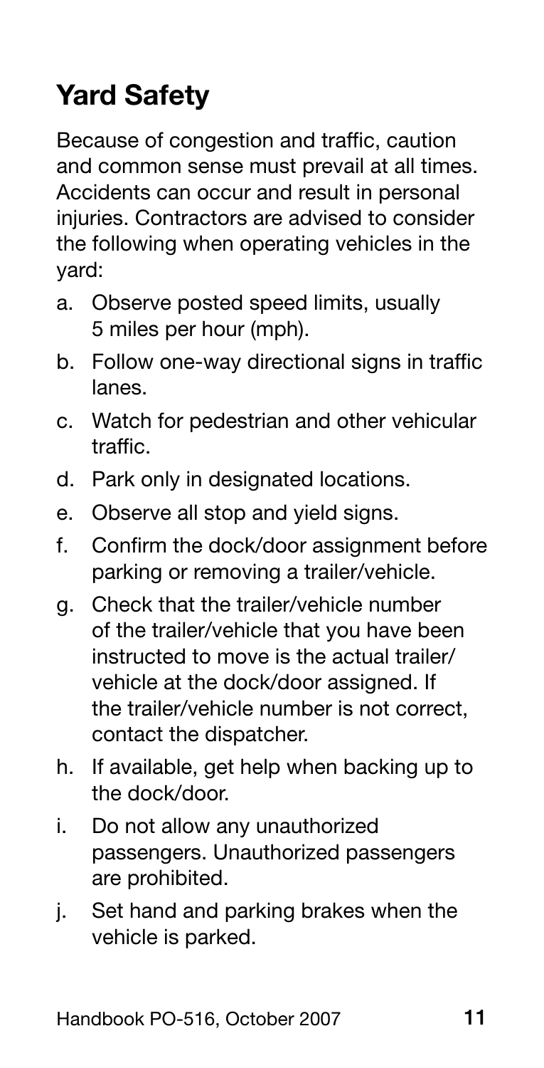## Yard Safety

Because of congestion and traffic, caution and common sense must prevail at all times. Accidents can occur and result in personal injuries. Contractors are advised to consider the following when operating vehicles in the yard:

a. Observe posted speed limits, usually 5 miles per hour (mph).

b. Follow one-way directional signs in traffic lanes.

c. Watch for pedestrian and other vehicular traffic.

d. Park only in designated locations.

e. Observe all stop and yield signs.

f. Confirm the dock/door assignment before parking or removing a trailer/vehicle.

g. Check that the trailer/vehicle number of the trailer/vehicle that you have been instructed to move is the actual trailer/vehicle at the dock/door assigned. If the trailer/vehicle number is not correct, contact the dispatcher.

h. If available, get help when backing up to the dock/door.

i. Do not allow any unauthorized passengers. Unauthorized passengers are prohibited.

j. Set hand and parking brakes when the vehicle is parked.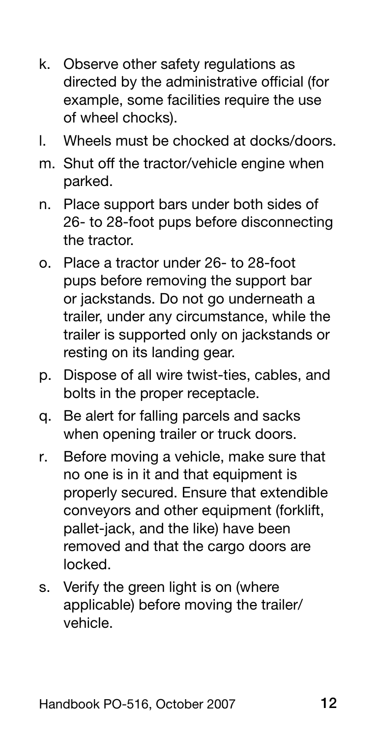k. Observe other safety regulations as directed by the administrative official (for example, some facilities require the use of wheel chocks).

l. Wheels must be chocked at docks/doors.

m. Shut off the tractor/vehicle engine when parked.

n. Place support bars under both sides of 26- to 28-foot pups before disconnecting the tractor.

o. Place a tractor under 26- to 28-foot pups before removing the support bar or jackstands. Do not go underneath a trailer, under any circumstance, while the trailer is supported only on jackstands or resting on its landing gear.

p. Dispose of all wire twist-ties, cables, and bolts in the proper receptacle.

q. Be alert for falling parcels and sacks when opening trailer or truck doors.

r. Before moving a vehicle, make sure that no one is in it and that equipment is properly secured. Ensure that extendible conveyors and other equipment (forklift, pallet-jack, and the like) have been removed and that the cargo doors are locked.

s. Verify the green light is on (where applicable) before moving the trailer/vehicle.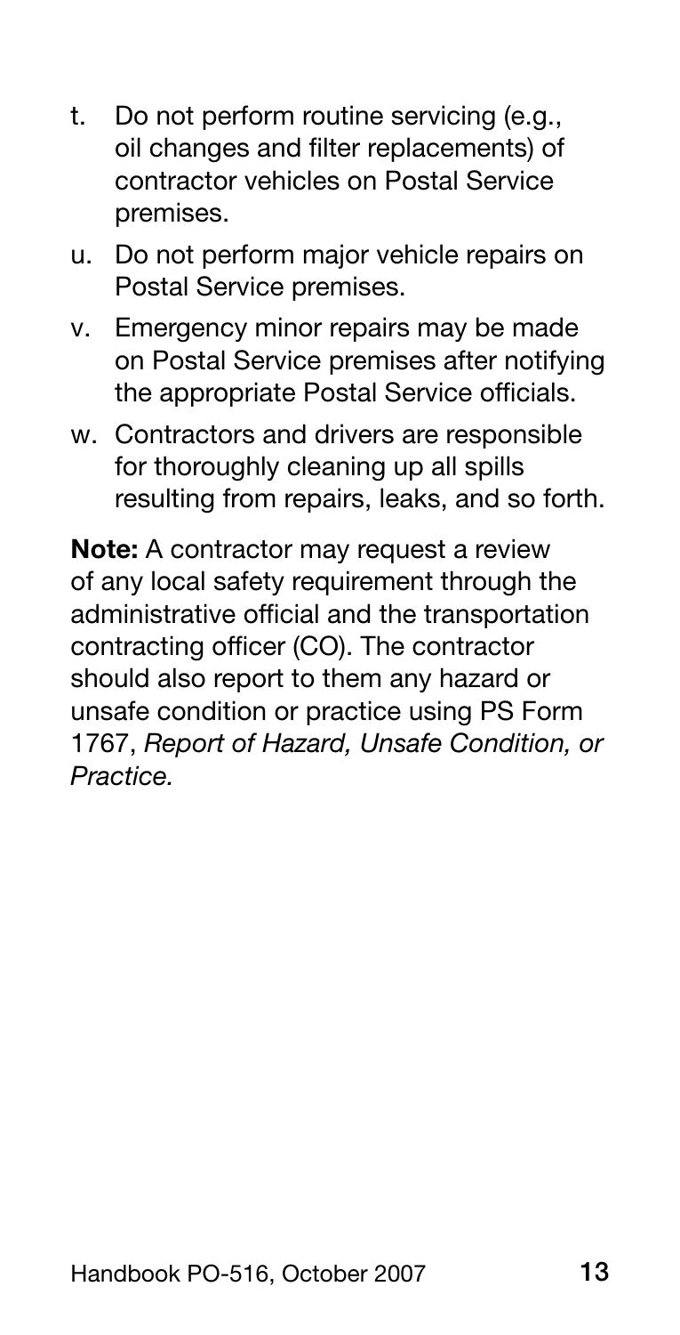t. Do not perform routine servicing (e.g., oil changes and filter replacements) of contractor vehicles on Postal Service premises.

u. Do not perform major vehicle repairs on Postal Service premises.

v. Emergency minor repairs may be made on Postal Service premises after notifying the appropriate Postal Service officials.

w. Contractors and drivers are responsible for thoroughly cleaning up all spills resulting from repairs, leaks, and so forth.

**Note:** A contractor may request a review of any local safety requirement through the administrative official and the transportation contracting officer (CO). The contractor should also report to them any hazard or unsafe condition or practice using PS Form 1767, *Report of Hazard, Unsafe Condition, or Practice.*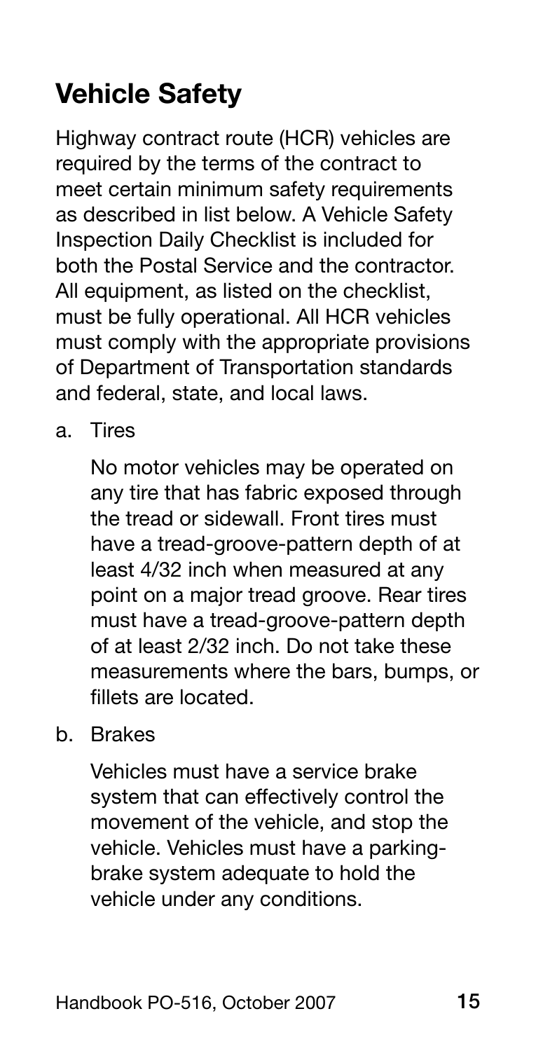## Vehicle Safety

Highway contract route (HCR) vehicles are required by the terms of the contract to meet certain minimum safety requirements as described in list below. A Vehicle Safety Inspection Daily Checklist is included for both the Postal Service and the contractor. All equipment, as listed on the checklist, must be fully operational. All HCR vehicles must comply with the appropriate provisions of Department of Transportation standards and federal, state, and local laws.

a. Tires

   No motor vehicles may be operated on any tire that has fabric exposed through the tread or sidewall. Front tires must have a tread-groove-pattern depth of at least 4/32 inch when measured at any point on a major tread groove. Rear tires must have a tread-groove-pattern depth of at least 2/32 inch. Do not take these measurements where the bars, bumps, or fillets are located.

b. Brakes

   Vehicles must have a service brake system that can effectively control the movement of the vehicle, and stop the vehicle. Vehicles must have a parking-brake system adequate to hold the vehicle under any conditions.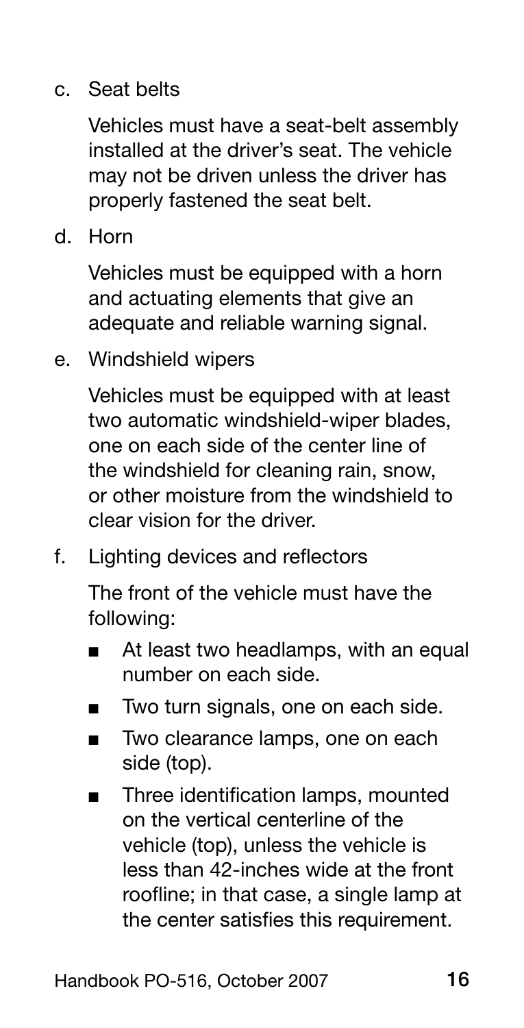c. Seat belts

   Vehicles must have a seat-belt assembly installed at the driver's seat. The vehicle may not be driven unless the driver has properly fastened the seat belt.

d. Horn

   Vehicles must be equipped with a horn and actuating elements that give an adequate and reliable warning signal.

e. Windshield wipers

   Vehicles must be equipped with at least two automatic windshield-wiper blades, one on each side of the center line of the windshield for cleaning rain, snow, or other moisture from the windshield to clear vision for the driver.

f. Lighting devices and reflectors

   The front of the vehicle must have the following:

   - At least two headlamps, with an equal number on each side.
   - Two turn signals, one on each side.
   - Two clearance lamps, one on each side (top).
   - Three identification lamps, mounted on the vertical centerline of the vehicle (top), unless the vehicle is less than 42-inches wide at the front roofline; in that case, a single lamp at the center satisfies this requirement.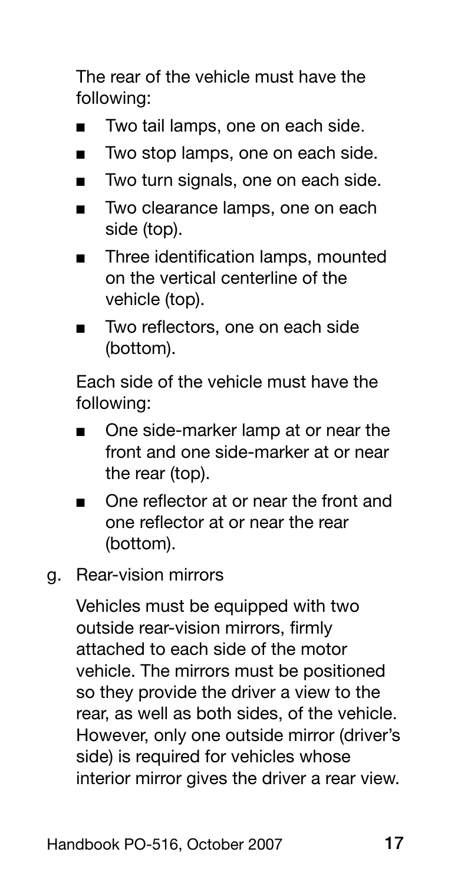The rear of the vehicle must have the following:

- Two tail lamps, one on each side.
- Two stop lamps, one on each side.
- Two turn signals, one on each side.
- Two clearance lamps, one on each side (top).
- Three identification lamps, mounted on the vertical centerline of the vehicle (top).
- Two reflectors, one on each side (bottom).

Each side of the vehicle must have the following:

- One side-marker lamp at or near the front and one side-marker at or near the rear (top).
- One reflector at or near the front and one reflector at or near the rear (bottom).

g. Rear-vision mirrors

Vehicles must be equipped with two outside rear-vision mirrors, firmly attached to each side of the motor vehicle. The mirrors must be positioned so they provide the driver a view to the rear, as well as both sides, of the vehicle. However, only one outside mirror (driver's side) is required for vehicles whose interior mirror gives the driver a rear view.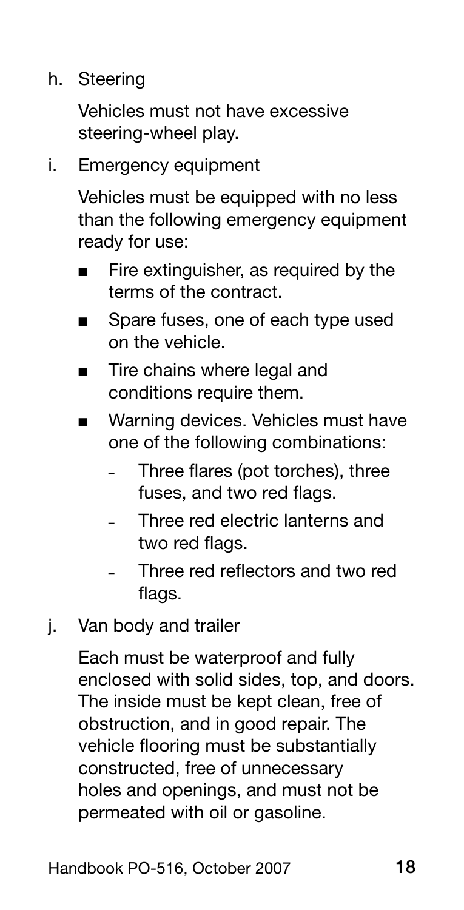h. Steering

   Vehicles must not have excessive steering-wheel play.

i. Emergency equipment

   Vehicles must be equipped with no less than the following emergency equipment ready for use:

   - Fire extinguisher, as required by the terms of the contract.
   - Spare fuses, one of each type used on the vehicle.
   - Tire chains where legal and conditions require them.
   - Warning devices. Vehicles must have one of the following combinations:
     - Three flares (pot torches), three fuses, and two red flags.
     - Three red electric lanterns and two red flags.
     - Three red reflectors and two red flags.

j. Van body and trailer

   Each must be waterproof and fully enclosed with solid sides, top, and doors. The inside must be kept clean, free of obstruction, and in good repair. The vehicle flooring must be substantially constructed, free of unnecessary holes and openings, and must not be permeated with oil or gasoline.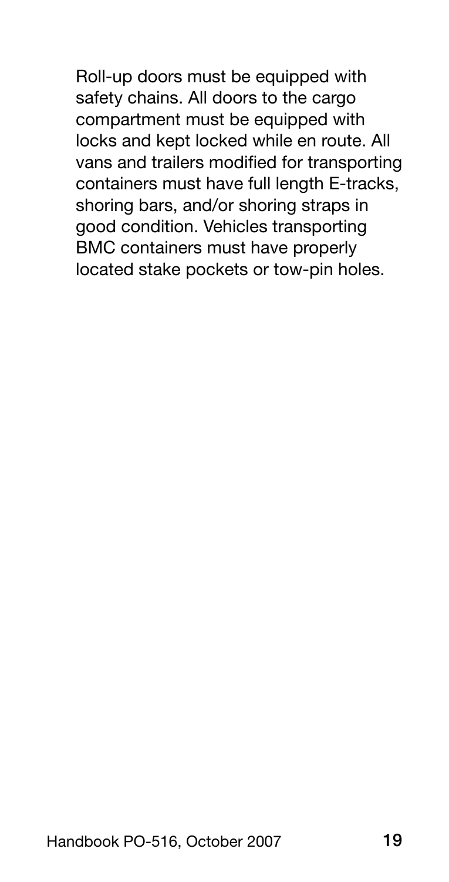Roll-up doors must be equipped with safety chains. All doors to the cargo compartment must be equipped with locks and kept locked while en route. All vans and trailers modified for transporting containers must have full length E-tracks, shoring bars, and/or shoring straps in good condition. Vehicles transporting BMC containers must have properly located stake pockets or tow-pin holes.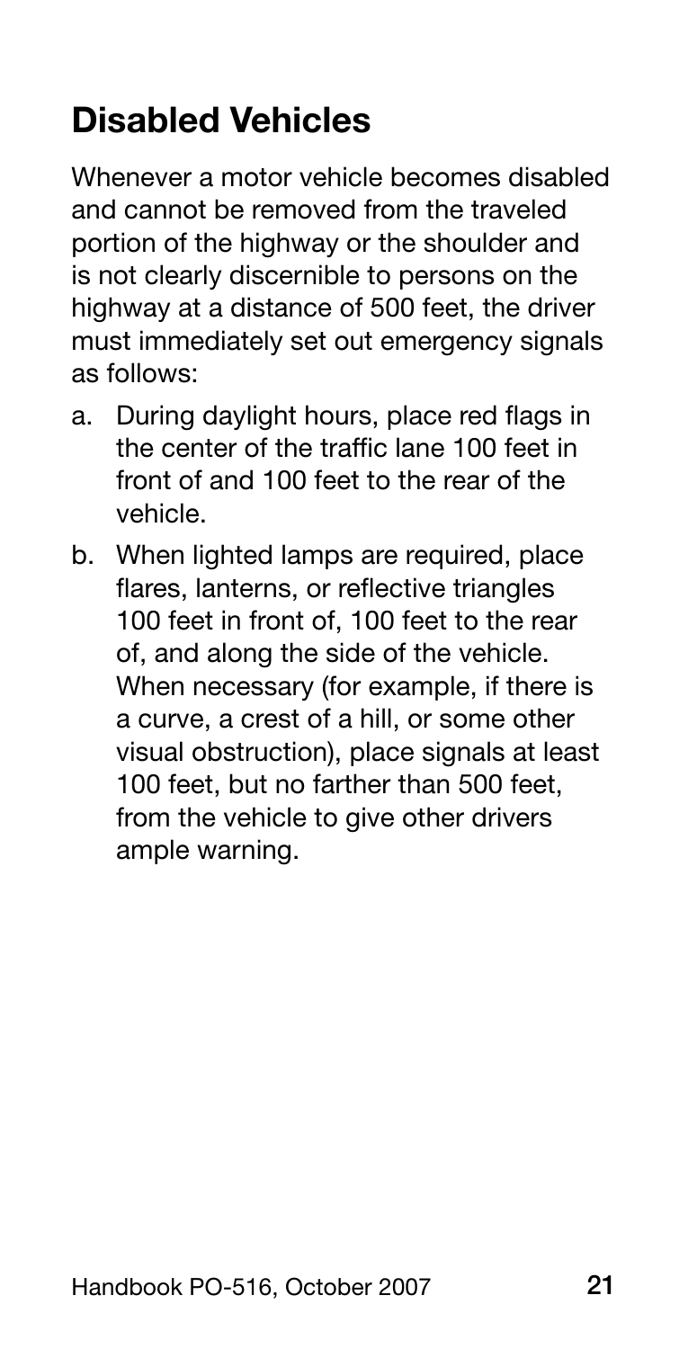## Disabled Vehicles

Whenever a motor vehicle becomes disabled and cannot be removed from the traveled portion of the highway or the shoulder and is not clearly discernible to persons on the highway at a distance of 500 feet, the driver must immediately set out emergency signals as follows:

a. During daylight hours, place red flags in the center of the traffic lane 100 feet in front of and 100 feet to the rear of the vehicle.

b. When lighted lamps are required, place flares, lanterns, or reflective triangles 100 feet in front of, 100 feet to the rear of, and along the side of the vehicle. When necessary (for example, if there is a curve, a crest of a hill, or some other visual obstruction), place signals at least 100 feet, but no farther than 500 feet, from the vehicle to give other drivers ample warning.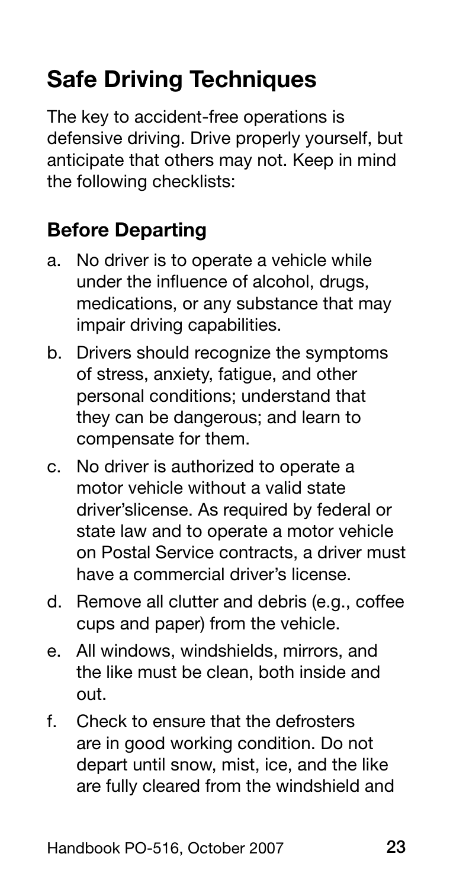## Safe Driving Techniques

The key to accident-free operations is defensive driving. Drive properly yourself, but anticipate that others may not. Keep in mind the following checklists:

### Before Departing

a. No driver is to operate a vehicle while under the influence of alcohol, drugs, medications, or any substance that may impair driving capabilities.

b. Drivers should recognize the symptoms of stress, anxiety, fatigue, and other personal conditions; understand that they can be dangerous; and learn to compensate for them.

c. No driver is authorized to operate a motor vehicle without a valid state driver'slicense. As required by federal or state law and to operate a motor vehicle on Postal Service contracts, a driver must have a commercial driver's license.

d. Remove all clutter and debris (e.g., coffee cups and paper) from the vehicle.

e. All windows, windshields, mirrors, and the like must be clean, both inside and out.

f. Check to ensure that the defrosters are in good working condition. Do not depart until snow, mist, ice, and the like are fully cleared from the windshield and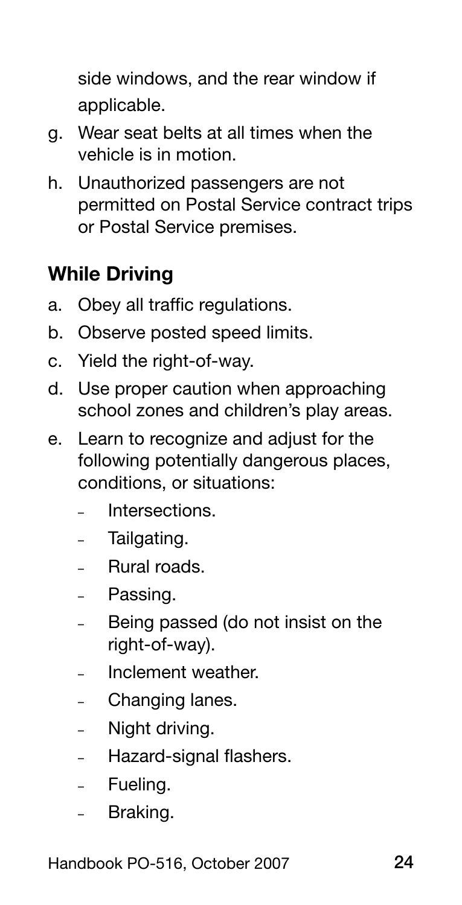side windows, and the rear window if applicable.

g. Wear seat belts at all times when the vehicle is in motion.

h. Unauthorized passengers are not permitted on Postal Service contract trips or Postal Service premises.

## While Driving

a. Obey all traffic regulations.

b. Observe posted speed limits.

c. Yield the right-of-way.

d. Use proper caution when approaching school zones and children's play areas.

e. Learn to recognize and adjust for the following potentially dangerous places, conditions, or situations:

  - Intersections.
  - Tailgating.
  - Rural roads.
  - Passing.
  - Being passed (do not insist on the right-of-way).
  - Inclement weather.
  - Changing lanes.
  - Night driving.
  - Hazard-signal flashers.
  - Fueling.
  - Braking.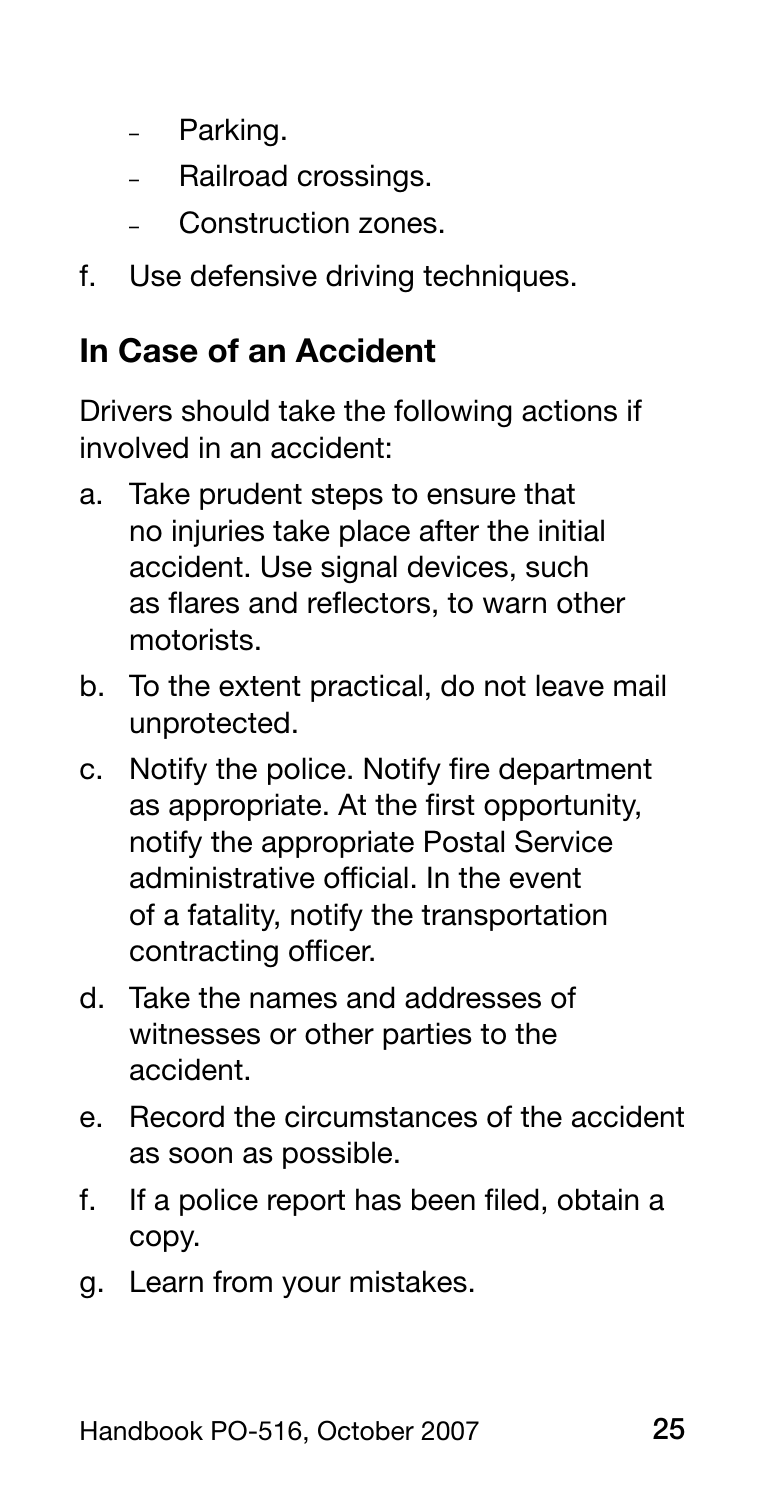- Parking.
  - Railroad crossings.
  - Construction zones.

f. Use defensive driving techniques.

## In Case of an Accident

Drivers should take the following actions if involved in an accident:

a. Take prudent steps to ensure that no injuries take place after the initial accident. Use signal devices, such as flares and reflectors, to warn other motorists.

b. To the extent practical, do not leave mail unprotected.

c. Notify the police. Notify fire department as appropriate. At the first opportunity, notify the appropriate Postal Service administrative official. In the event of a fatality, notify the transportation contracting officer.

d. Take the names and addresses of witnesses or other parties to the accident.

e. Record the circumstances of the accident as soon as possible.

f. If a police report has been filed, obtain a copy.

g. Learn from your mistakes.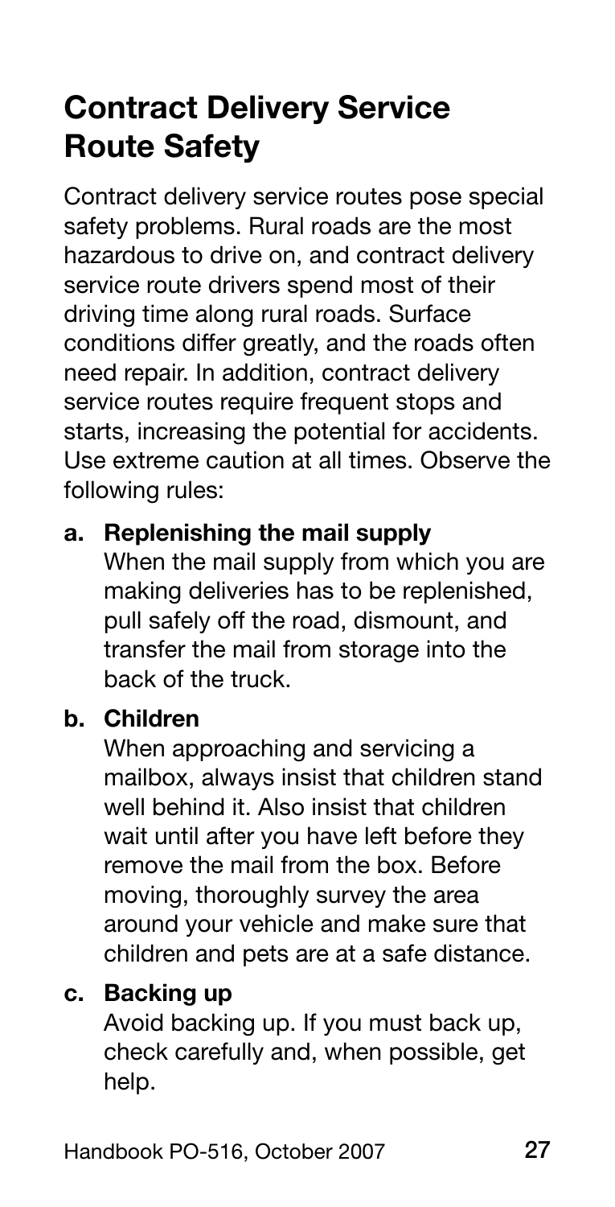## Contract Delivery Service Route Safety

Contract delivery service routes pose special safety problems. Rural roads are the most hazardous to drive on, and contract delivery service route drivers spend most of their driving time along rural roads. Surface conditions differ greatly, and the roads often need repair. In addition, contract delivery service routes require frequent stops and starts, increasing the potential for accidents. Use extreme caution at all times. Observe the following rules:

**a. Replenishing the mail supply**
When the mail supply from which you are making deliveries has to be replenished, pull safely off the road, dismount, and transfer the mail from storage into the back of the truck.

**b. Children**
When approaching and servicing a mailbox, always insist that children stand well behind it. Also insist that children wait until after you have left before they remove the mail from the box. Before moving, thoroughly survey the area around your vehicle and make sure that children and pets are at a safe distance.

**c. Backing up**
Avoid backing up. If you must back up, check carefully and, when possible, get help.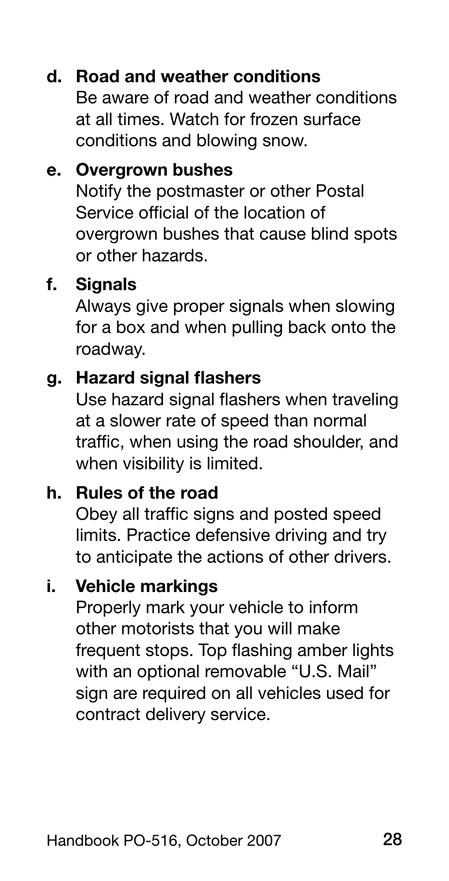**d. Road and weather conditions**

Be aware of road and weather conditions at all times. Watch for frozen surface conditions and blowing snow.

**e. Overgrown bushes**

Notify the postmaster or other Postal Service official of the location of overgrown bushes that cause blind spots or other hazards.

**f. Signals**

Always give proper signals when slowing for a box and when pulling back onto the roadway.

**g. Hazard signal flashers**

Use hazard signal flashers when traveling at a slower rate of speed than normal traffic, when using the road shoulder, and when visibility is limited.

**h. Rules of the road**

Obey all traffic signs and posted speed limits. Practice defensive driving and try to anticipate the actions of other drivers.

**i. Vehicle markings**

Properly mark your vehicle to inform other motorists that you will make frequent stops. Top flashing amber lights with an optional removable "U.S. Mail" sign are required on all vehicles used for contract delivery service.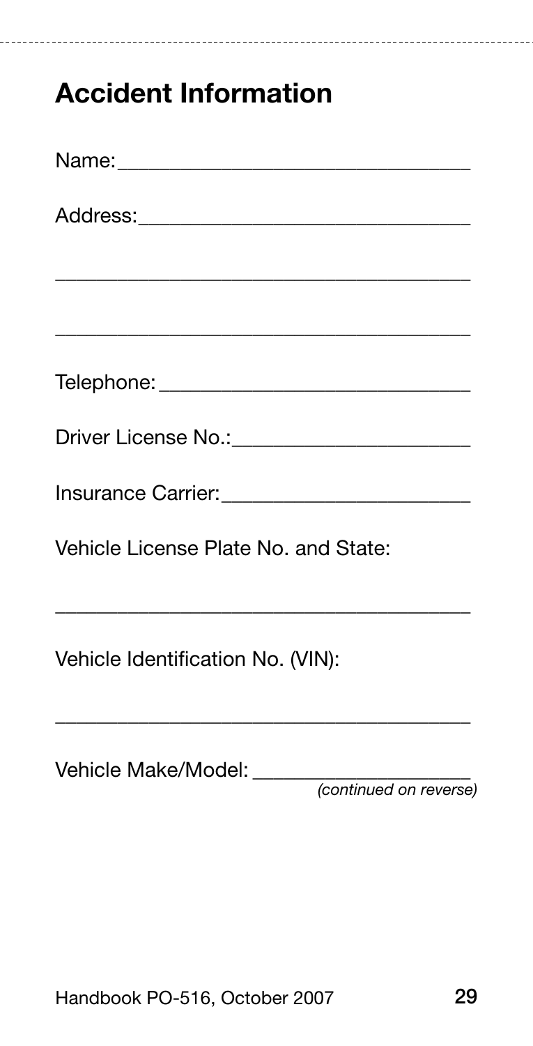## Accident Information

Name:_________________________________

Address:_______________________________

______________________________________

______________________________________

Telephone: _____________________________

Driver License No.:______________________

Insurance Carrier:_______________________

Vehicle License Plate No. and State:

______________________________________

Vehicle Identification No. (VIN):

______________________________________

Vehicle Make/Model: ____________________

*(continued on reverse)*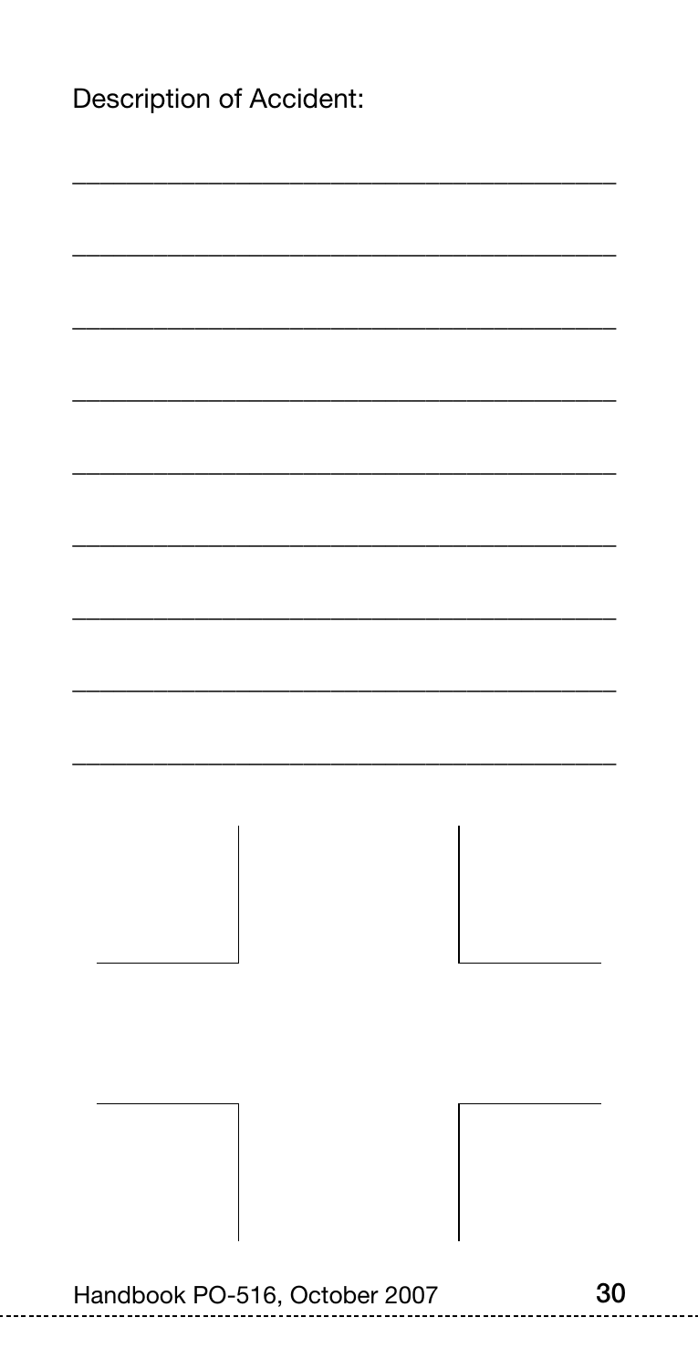Description of Accident:

\_\_\_\_\_\_\_\_\_\_\_\_\_\_\_\_\_\_\_\_\_\_\_\_\_\_\_\_\_\_\_\_\_\_\_\_\_\_\_\_

\_\_\_\_\_\_\_\_\_\_\_\_\_\_\_\_\_\_\_\_\_\_\_\_\_\_\_\_\_\_\_\_\_\_\_\_\_\_\_\_

\_\_\_\_\_\_\_\_\_\_\_\_\_\_\_\_\_\_\_\_\_\_\_\_\_\_\_\_\_\_\_\_\_\_\_\_\_\_\_\_

\_\_\_\_\_\_\_\_\_\_\_\_\_\_\_\_\_\_\_\_\_\_\_\_\_\_\_\_\_\_\_\_\_\_\_\_\_\_\_\_

\_\_\_\_\_\_\_\_\_\_\_\_\_\_\_\_\_\_\_\_\_\_\_\_\_\_\_\_\_\_\_\_\_\_\_\_\_\_\_\_

\_\_\_\_\_\_\_\_\_\_\_\_\_\_\_\_\_\_\_\_\_\_\_\_\_\_\_\_\_\_\_\_\_\_\_\_\_\_\_\_

\_\_\_\_\_\_\_\_\_\_\_\_\_\_\_\_\_\_\_\_\_\_\_\_\_\_\_\_\_\_\_\_\_\_\_\_\_\_\_\_

\_\_\_\_\_\_\_\_\_\_\_\_\_\_\_\_\_\_\_\_\_\_\_\_\_\_\_\_\_\_\_\_\_\_\_\_\_\_\_\_

\_\_\_\_\_\_\_\_\_\_\_\_\_\_\_\_\_\_\_\_\_\_\_\_\_\_\_\_\_\_\_\_\_\_\_\_\_\_\_\_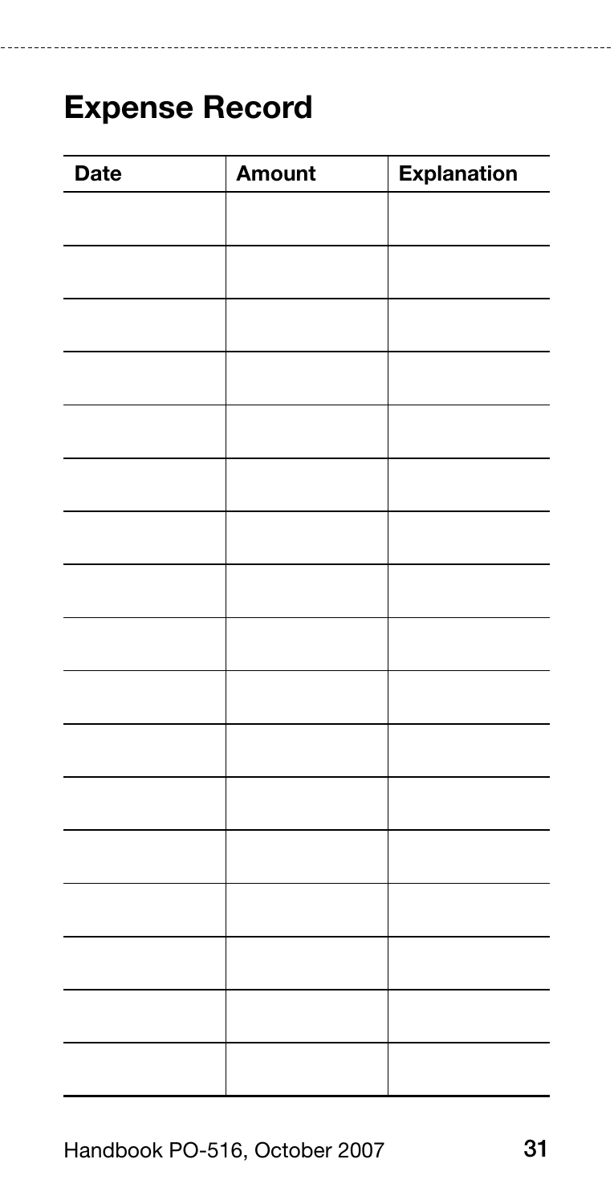## Expense Record

| Date | Amount | Explanation |
|---|---|---|
| | | |
| | | |
| | | |
| | | |
| | | |
| | | |
| | | |
| | | |
| | | |
| | | |
| | | |
| | | |
| | | |
| | | |
| | | |
| | | |
| | | |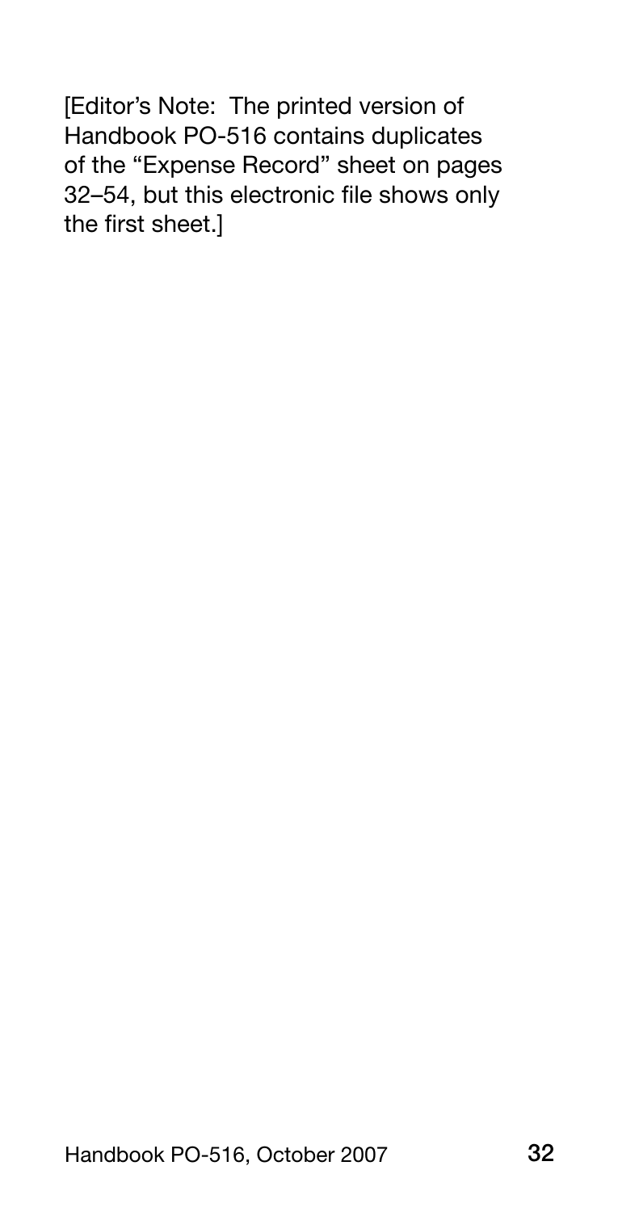[Editor's Note: The printed version of Handbook PO-516 contains duplicates of the "Expense Record" sheet on pages 32–54, but this electronic file shows only the first sheet.]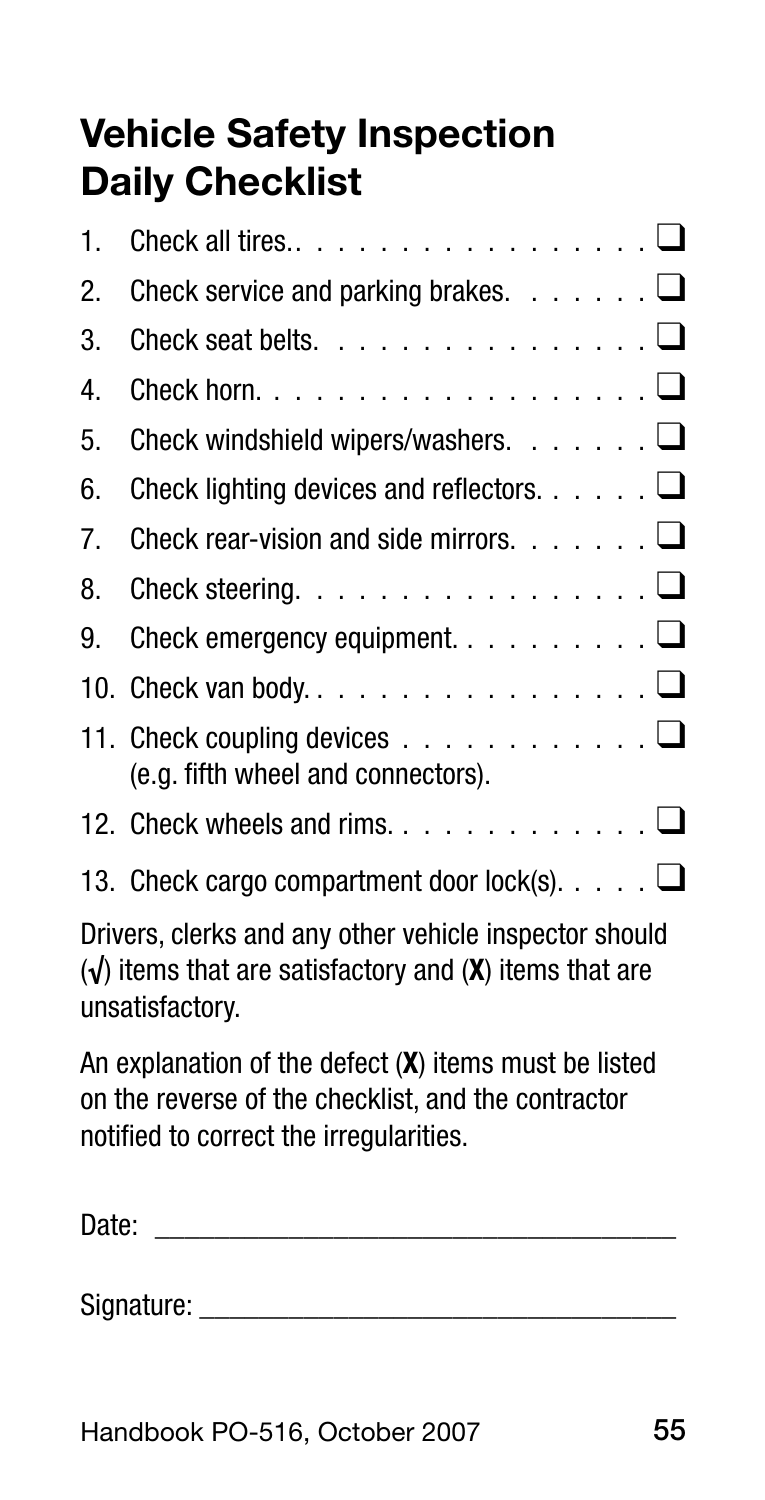## Vehicle Safety Inspection Daily Checklist

1. Check all tires.. ❑
2. Check service and parking brakes. ❑
3. Check seat belts. ❑
4. Check horn. ❑
5. Check windshield wipers/washers. ❑
6. Check lighting devices and reflectors. ❑
7. Check rear-vision and side mirrors. ❑
8. Check steering. ❑
9. Check emergency equipment. ❑
10. Check van body.. ❑
11. Check coupling devices (e.g. fifth wheel and connectors). ❑
12. Check wheels and rims. ❑
13. Check cargo compartment door lock(s). ❑

Drivers, clerks and any other vehicle inspector should (√) items that are satisfactory and (**X**) items that are unsatisfactory.

An explanation of the defect (**X**) items must be listed on the reverse of the checklist, and the contractor notified to correct the irregularities.

Date: ___________________________________

Signature: ________________________________

Handbook PO-516, October 2007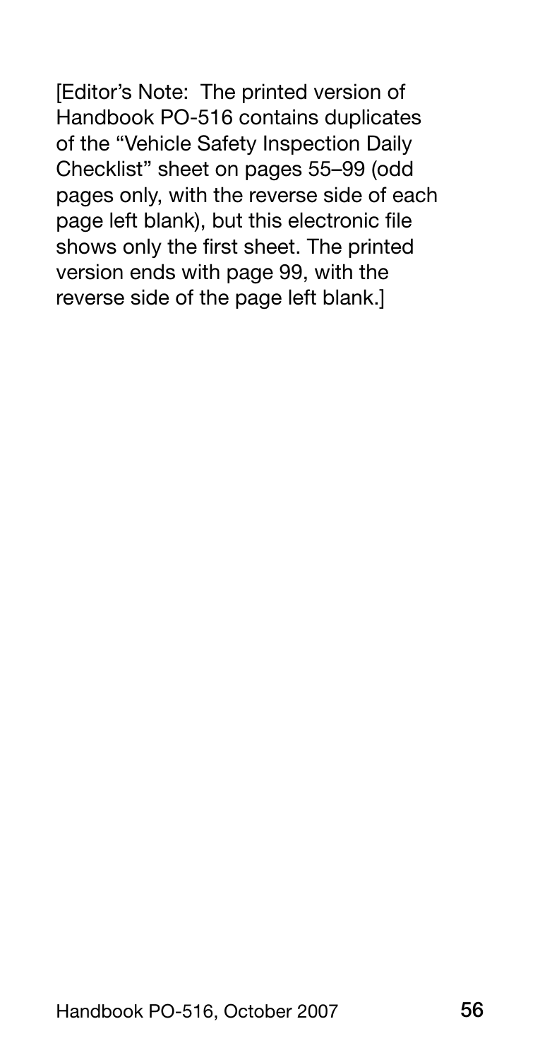[Editor's Note: The printed version of Handbook PO-516 contains duplicates of the "Vehicle Safety Inspection Daily Checklist" sheet on pages 55–99 (odd pages only, with the reverse side of each page left blank), but this electronic file shows only the first sheet. The printed version ends with page 99, with the reverse side of the page left blank.]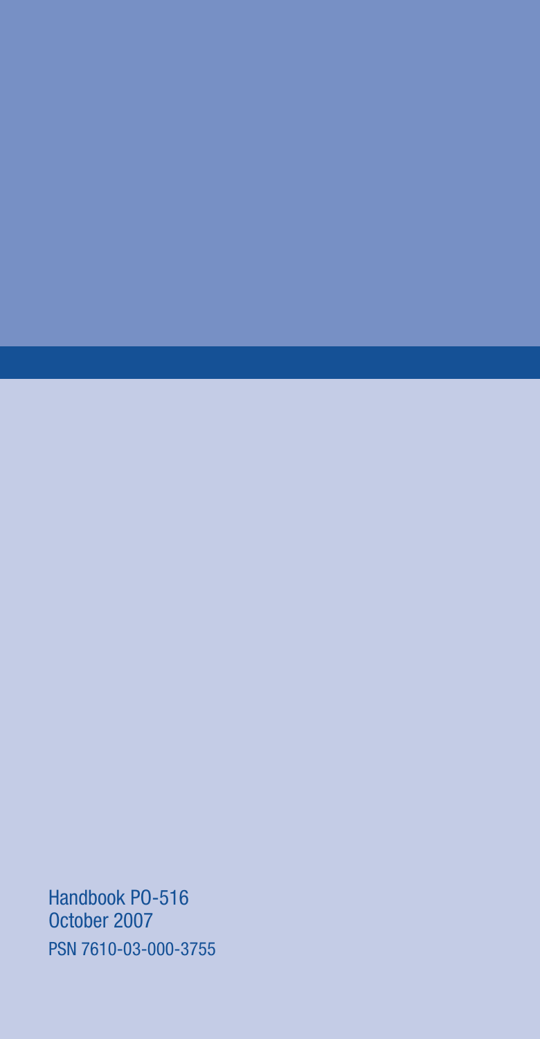Handbook PO-516
October 2007
PSN 7610-03-000-3755